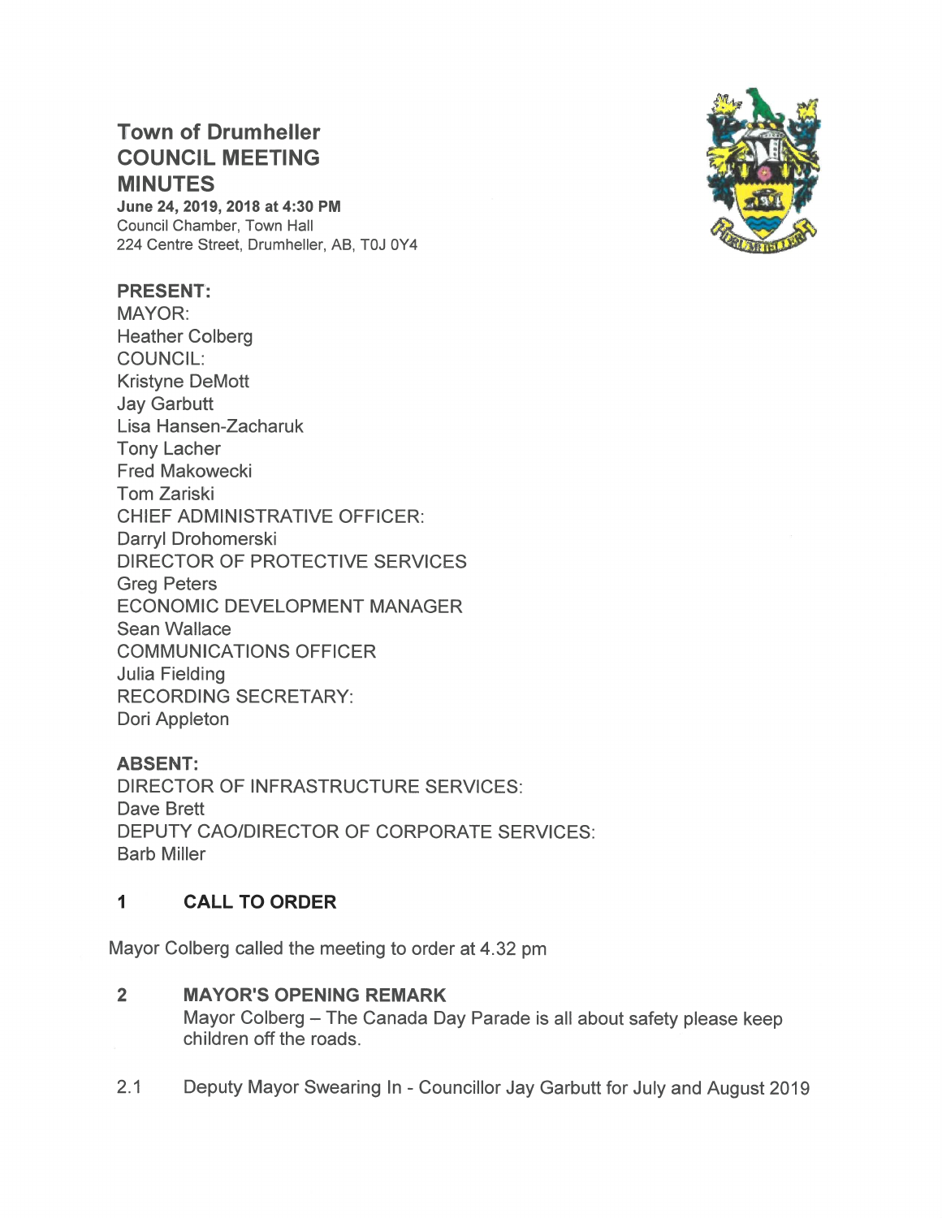# Town of Drumheller
# COUNCIL MEETING
# MINUTES

**June 24, 2019, 2018 at 4:30 PM**
Council Chamber, Town Hall
224 Centre Street, Drumheller, AB, T0J 0Y4

**PRESENT:**
MAYOR:
Heather Colberg
COUNCIL:
Kristyne DeMott
Jay Garbutt
Lisa Hansen-Zacharuk
Tony Lacher
Fred Makowecki
Tom Zariski
CHIEF ADMINISTRATIVE OFFICER:
Darryl Drohomerski
DIRECTOR OF PROTECTIVE SERVICES
Greg Peters
ECONOMIC DEVELOPMENT MANAGER
Sean Wallace
COMMUNICATIONS OFFICER
Julia Fielding
RECORDING SECRETARY:
Dori Appleton

**ABSENT:**
DIRECTOR OF INFRASTRUCTURE SERVICES:
Dave Brett
DEPUTY CAO/DIRECTOR OF CORPORATE SERVICES:
Barb Miller

## 1 CALL TO ORDER

Mayor Colberg called the meeting to order at 4.32 pm

## 2 MAYOR'S OPENING REMARK

Mayor Colberg – The Canada Day Parade is all about safety please keep children off the roads.

2.1 Deputy Mayor Swearing In - Councillor Jay Garbutt for July and August 2019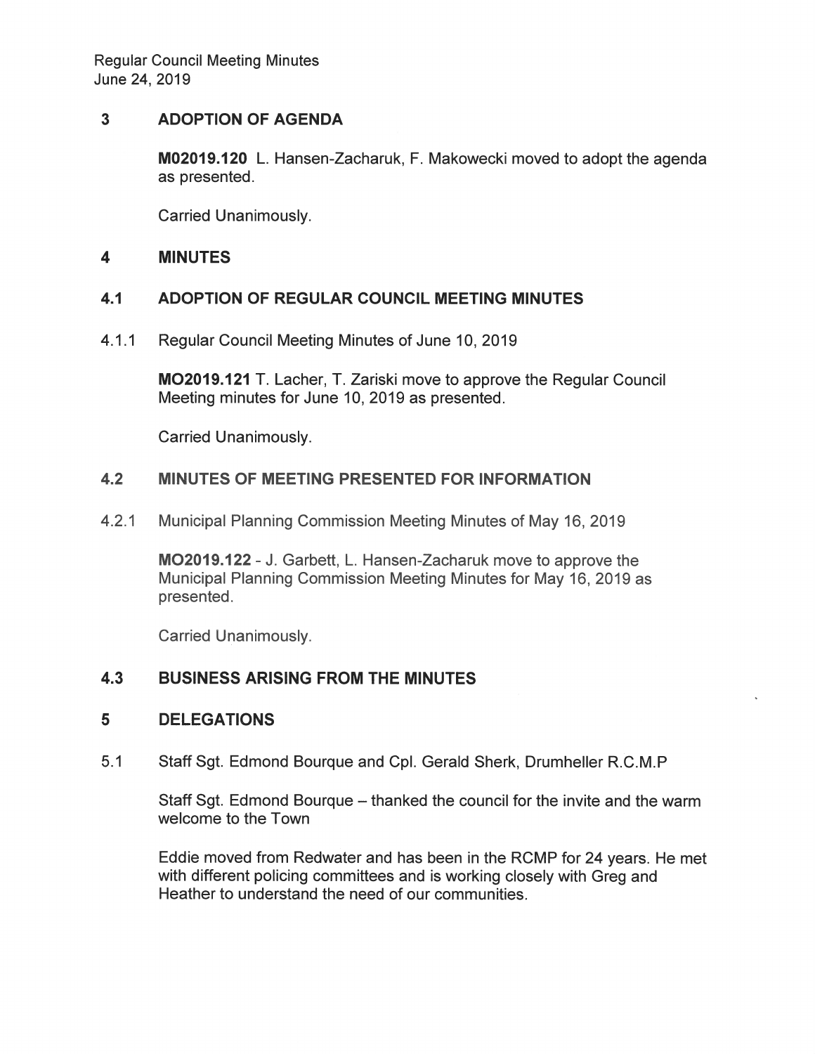## 3 ADOPTION OF AGENDA

**M02019.120** L. Hansen-Zacharuk, F. Makowecki moved to adopt the agenda as presented.

Carried Unanimously.

## 4 MINUTES

### 4.1 ADOPTION OF REGULAR COUNCIL MEETING MINUTES

4.1.1 Regular Council Meeting Minutes of June 10, 2019

**MO2019.121** T. Lacher, T. Zariski move to approve the Regular Council Meeting minutes for June 10, 2019 as presented.

Carried Unanimously.

### 4.2 MINUTES OF MEETING PRESENTED FOR INFORMATION

4.2.1 Municipal Planning Commission Meeting Minutes of May 16, 2019

**MO2019.122** - J. Garbett, L. Hansen-Zacharuk move to approve the Municipal Planning Commission Meeting Minutes for May 16, 2019 as presented.

Carried Unanimously.

### 4.3 BUSINESS ARISING FROM THE MINUTES

## 5 DELEGATIONS

5.1 Staff Sgt. Edmond Bourque and Cpl. Gerald Sherk, Drumheller R.C.M.P

Staff Sgt. Edmond Bourque – thanked the council for the invite and the warm welcome to the Town

Eddie moved from Redwater and has been in the RCMP for 24 years. He met with different policing committees and is working closely with Greg and Heather to understand the need of our communities.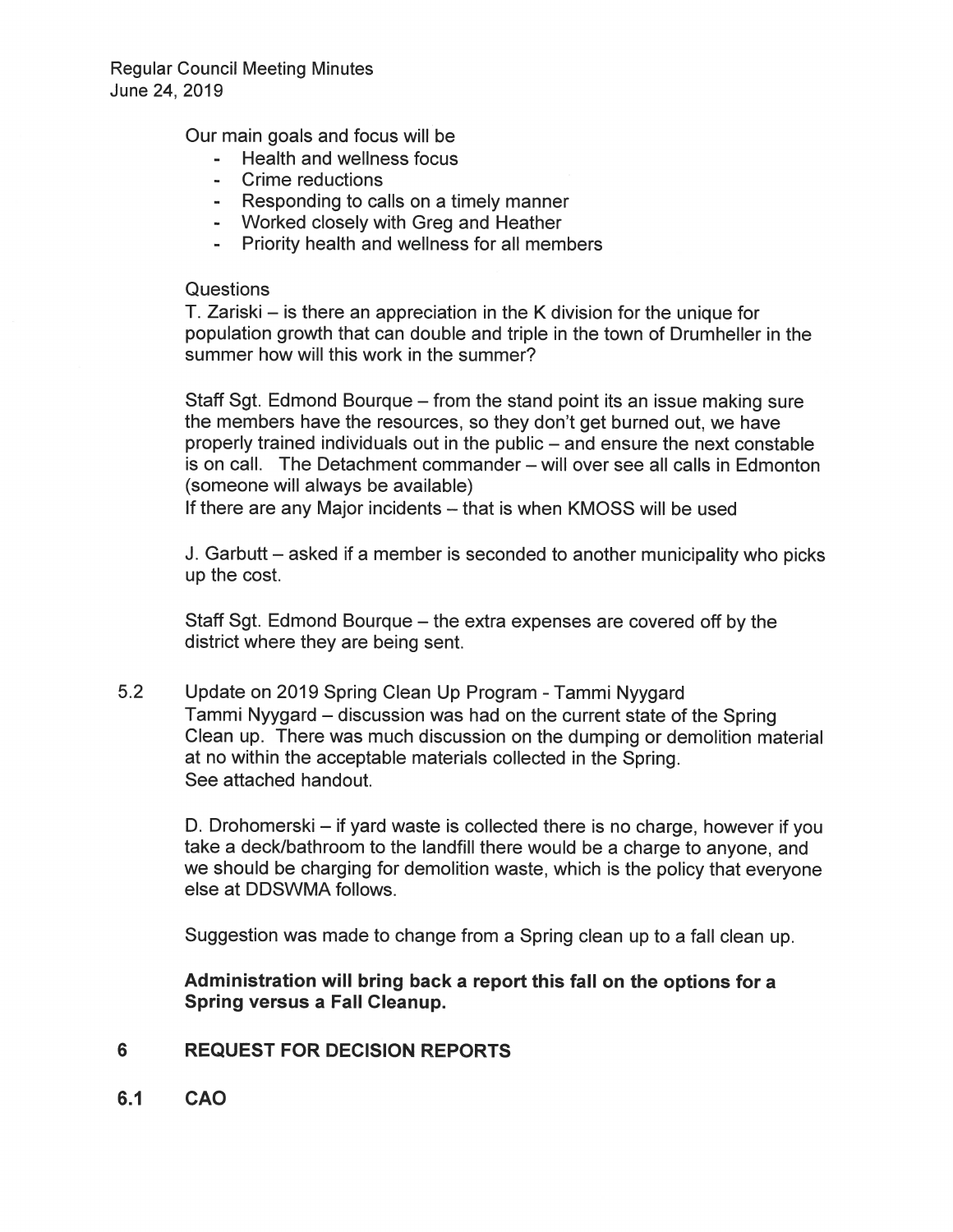Our main goals and focus will be

- Health and wellness focus
- Crime reductions
- Responding to calls on a timely manner
- Worked closely with Greg and Heather
- Priority health and wellness for all members

Questions

T. Zariski – is there an appreciation in the K division for the unique for population growth that can double and triple in the town of Drumheller in the summer how will this work in the summer?

Staff Sgt. Edmond Bourque – from the stand point its an issue making sure the members have the resources, so they don't get burned out, we have properly trained individuals out in the public – and ensure the next constable is on call. The Detachment commander – will over see all calls in Edmonton (someone will always be available)

If there are any Major incidents – that is when KMOSS will be used

J. Garbutt – asked if a member is seconded to another municipality who picks up the cost.

Staff Sgt. Edmond Bourque – the extra expenses are covered off by the district where they are being sent.

5.2 Update on 2019 Spring Clean Up Program - Tammi Nyygard

Tammi Nyygard – discussion was had on the current state of the Spring Clean up. There was much discussion on the dumping or demolition material at no within the acceptable materials collected in the Spring.
See attached handout.

D. Drohomerski – if yard waste is collected there is no charge, however if you take a deck/bathroom to the landfill there would be a charge to anyone, and we should be charging for demolition waste, which is the policy that everyone else at DDSWMA follows.

Suggestion was made to change from a Spring clean up to a fall clean up.

**Administration will bring back a report this fall on the options for a Spring versus a Fall Cleanup.**

## 6 REQUEST FOR DECISION REPORTS

### 6.1 CAO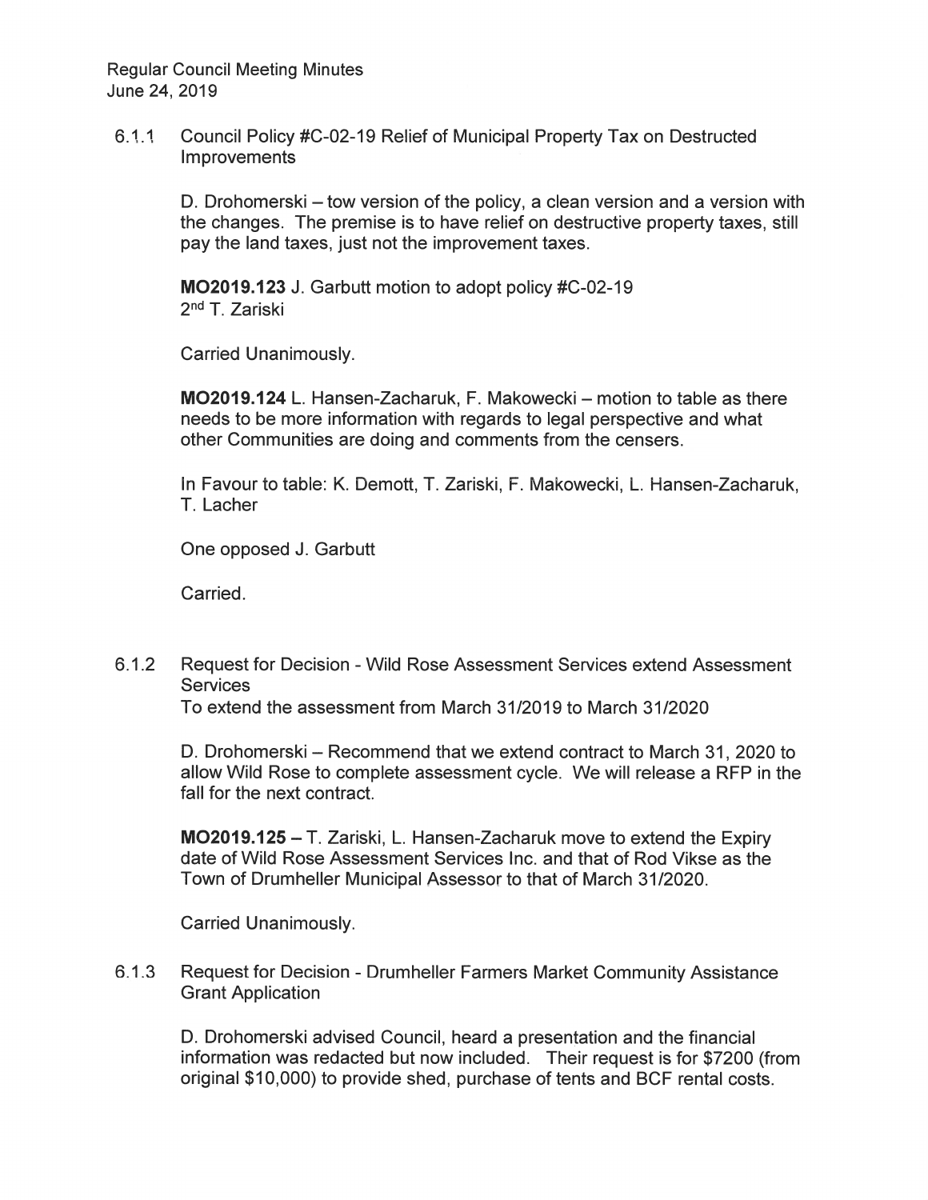6.1.1 Council Policy #C-02-19 Relief of Municipal Property Tax on Destructed Improvements

D. Drohomerski – tow version of the policy, a clean version and a version with the changes. The premise is to have relief on destructive property taxes, still pay the land taxes, just not the improvement taxes.

**MO2019.123** J. Garbutt motion to adopt policy #C-02-19
2nd T. Zariski

Carried Unanimously.

**MO2019.124** L. Hansen-Zacharuk, F. Makowecki – motion to table as there needs to be more information with regards to legal perspective and what other Communities are doing and comments from the censers.

In Favour to table: K. Demott, T. Zariski, F. Makowecki, L. Hansen-Zacharuk, T. Lacher

One opposed J. Garbutt

Carried.

6.1.2 Request for Decision - Wild Rose Assessment Services extend Assessment Services
To extend the assessment from March 31/2019 to March 31/2020

D. Drohomerski – Recommend that we extend contract to March 31, 2020 to allow Wild Rose to complete assessment cycle. We will release a RFP in the fall for the next contract.

**MO2019.125** – T. Zariski, L. Hansen-Zacharuk move to extend the Expiry date of Wild Rose Assessment Services Inc. and that of Rod Vikse as the Town of Drumheller Municipal Assessor to that of March 31/2020.

Carried Unanimously.

6.1.3 Request for Decision - Drumheller Farmers Market Community Assistance Grant Application

D. Drohomerski advised Council, heard a presentation and the financial information was redacted but now included. Their request is for $7200 (from original $10,000) to provide shed, purchase of tents and BCF rental costs.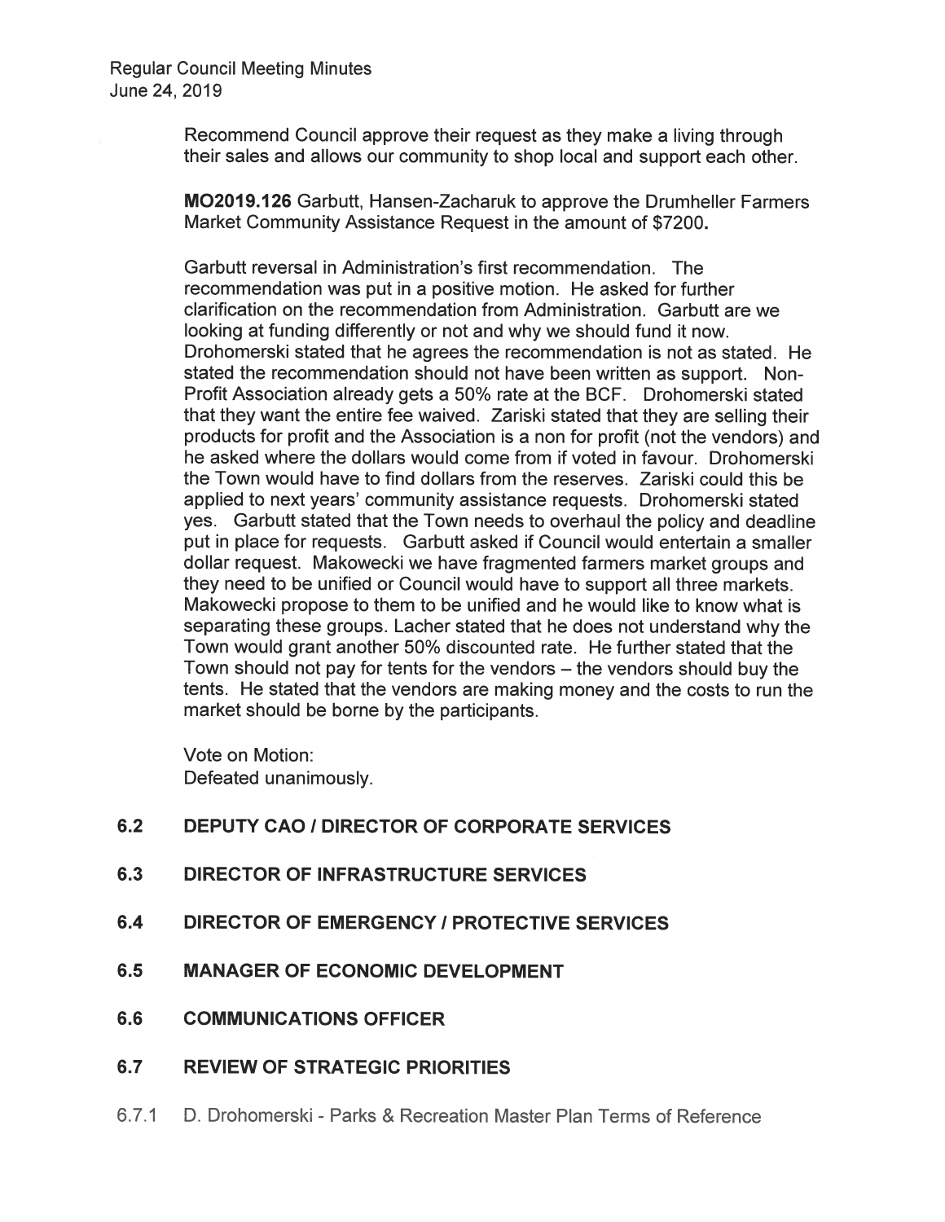Recommend Council approve their request as they make a living through their sales and allows our community to shop local and support each other.

**MO2019.126** Garbutt, Hansen-Zacharuk to approve the Drumheller Farmers Market Community Assistance Request in the amount of $7200**.**

Garbutt reversal in Administration's first recommendation. The recommendation was put in a positive motion. He asked for further clarification on the recommendation from Administration. Garbutt are we looking at funding differently or not and why we should fund it now. Drohomerski stated that he agrees the recommendation is not as stated. He stated the recommendation should not have been written as support. Non-Profit Association already gets a 50% rate at the BCF. Drohomerski stated that they want the entire fee waived. Zariski stated that they are selling their products for profit and the Association is a non for profit (not the vendors) and he asked where the dollars would come from if voted in favour. Drohomerski the Town would have to find dollars from the reserves. Zariski could this be applied to next years' community assistance requests. Drohomerski stated yes. Garbutt stated that the Town needs to overhaul the policy and deadline put in place for requests. Garbutt asked if Council would entertain a smaller dollar request. Makowecki we have fragmented farmers market groups and they need to be unified or Council would have to support all three markets. Makowecki propose to them to be unified and he would like to know what is separating these groups. Lacher stated that he does not understand why the Town would grant another 50% discounted rate. He further stated that the Town should not pay for tents for the vendors – the vendors should buy the tents. He stated that the vendors are making money and the costs to run the market should be borne by the participants.

Vote on Motion:
Defeated unanimously.

## 6.2 DEPUTY CAO / DIRECTOR OF CORPORATE SERVICES

## 6.3 DIRECTOR OF INFRASTRUCTURE SERVICES

## 6.4 DIRECTOR OF EMERGENCY / PROTECTIVE SERVICES

## 6.5 MANAGER OF ECONOMIC DEVELOPMENT

## 6.6 COMMUNICATIONS OFFICER

## 6.7 REVIEW OF STRATEGIC PRIORITIES

6.7.1 D. Drohomerski - Parks & Recreation Master Plan Terms of Reference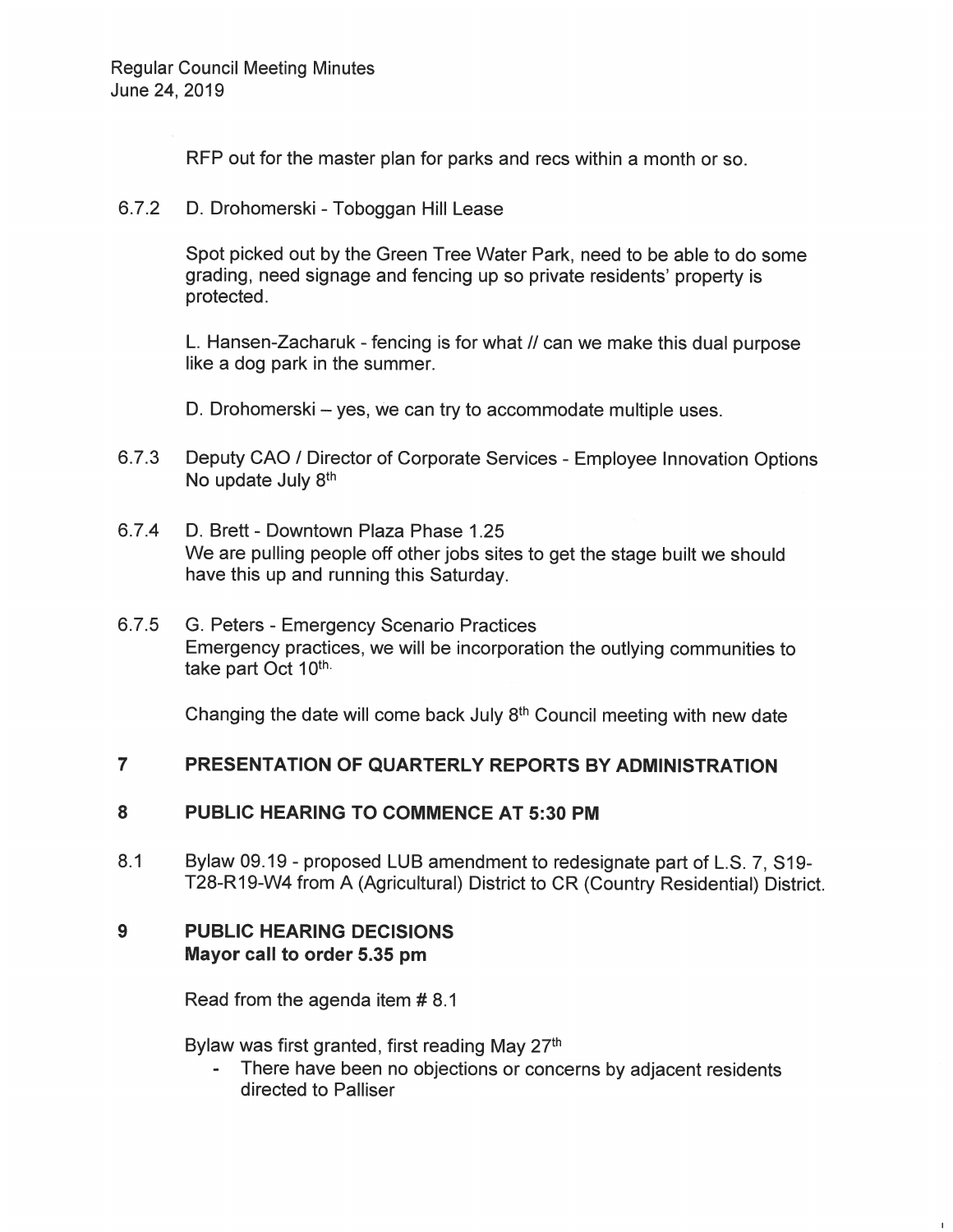RFP out for the master plan for parks and recs within a month or so.

6.7.2 D. Drohomerski - Toboggan Hill Lease

Spot picked out by the Green Tree Water Park, need to be able to do some grading, need signage and fencing up so private residents' property is protected.

L. Hansen-Zacharuk - fencing is for what // can we make this dual purpose like a dog park in the summer.

D. Drohomerski – yes, we can try to accommodate multiple uses.

6.7.3 Deputy CAO / Director of Corporate Services - Employee Innovation Options
No update July 8th

6.7.4 D. Brett - Downtown Plaza Phase 1.25
We are pulling people off other jobs sites to get the stage built we should have this up and running this Saturday.

6.7.5 G. Peters - Emergency Scenario Practices
Emergency practices, we will be incorporation the outlying communities to take part Oct 10th.

Changing the date will come back July 8th Council meeting with new date

## 7 PRESENTATION OF QUARTERLY REPORTS BY ADMINISTRATION

## 8 PUBLIC HEARING TO COMMENCE AT 5:30 PM

8.1 Bylaw 09.19 - proposed LUB amendment to redesignate part of L.S. 7, S19-T28-R19-W4 from A (Agricultural) District to CR (Country Residential) District.

## 9 PUBLIC HEARING DECISIONS
**Mayor call to order 5.35 pm**

Read from the agenda item # 8.1

Bylaw was first granted, first reading May 27th

- There have been no objections or concerns by adjacent residents directed to Palliser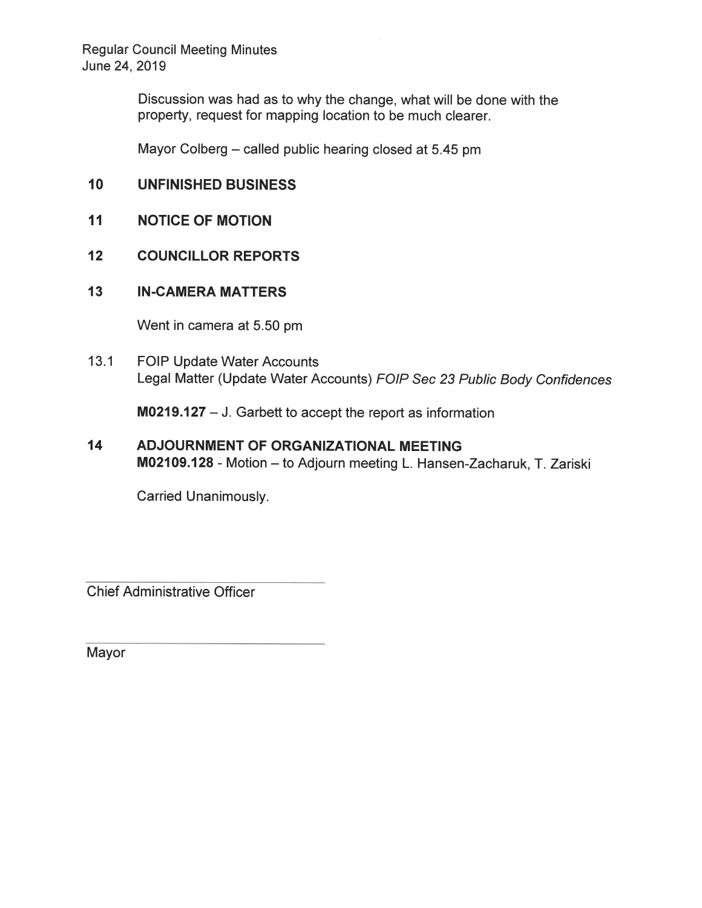Discussion was had as to why the change, what will be done with the property, request for mapping location to be much clearer.

Mayor Colberg – called public hearing closed at 5.45 pm

## 10 UNFINISHED BUSINESS

## 11 NOTICE OF MOTION

## 12 COUNCILLOR REPORTS

## 13 IN-CAMERA MATTERS

Went in camera at 5.50 pm

13.1 FOIP Update Water Accounts
Legal Matter (Update Water Accounts) *FOIP Sec 23 Public Body Confidences*

**M0219.127** – J. Garbett to accept the report as information

## 14 ADJOURNMENT OF ORGANIZATIONAL MEETING

**M02109.128** - Motion – to Adjourn meeting L. Hansen-Zacharuk, T. Zariski

Carried Unanimously.

\_\_\_\_\_\_\_\_\_\_\_\_\_\_\_\_\_\_\_\_\_\_\_\_\_\_\_\_\_\_
Chief Administrative Officer

\_\_\_\_\_\_\_\_\_\_\_\_\_\_\_\_\_\_\_\_\_\_\_\_\_\_\_\_\_\_
Mayor